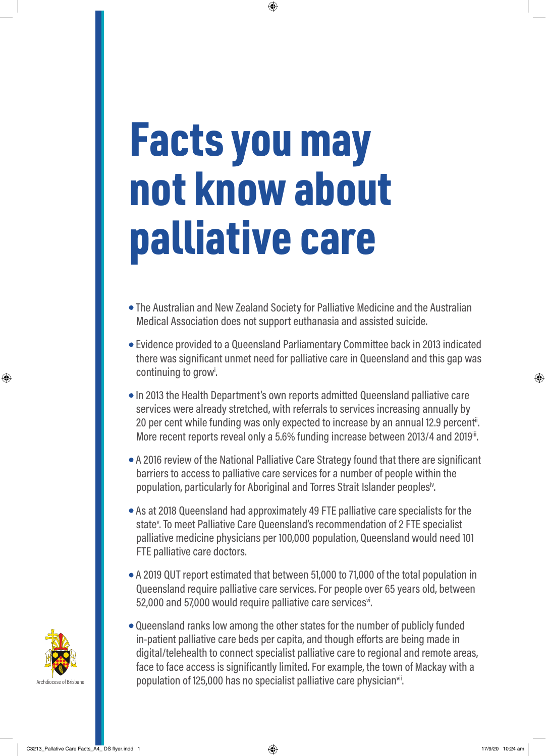# Facts you may not know about palliative care

- The Australian and New Zealand Society for Palliative Medicine and the Australian Medical Association does not support euthanasia and assisted suicide.
- Evidence provided to a Queensland Parliamentary Committee back in 2013 indicated there was significant unmet need for palliative care in Queensland and this gap was continuing to grow[i].
- In 2013 the Health Department's own reports admitted Queensland palliative care services were already stretched, with referrals to services increasing annually by 20 per cent while funding was only expected to increase by an annual 12.9 percent[ii]. More recent reports reveal only a 5.6% funding increase between 2013/4 and 2019[iii].
- A 2016 review of the National Palliative Care Strategy found that there are significant barriers to access to palliative care services for a number of people within the population, particularly for Aboriginal and Torres Strait Islander peoples[iv].
- As at 2018 Queensland had approximately 49 FTE palliative care specialists for the state[v]. To meet Palliative Care Queensland's recommendation of 2 FTE specialist palliative medicine physicians per 100,000 population, Queensland would need 101 FTE palliative care doctors.
- A 2019 QUT report estimated that between 51,000 to 71,000 of the total population in Queensland require palliative care services. For people over 65 years old, between 52,000 and 57,000 would require palliative care services[vi].
- Queensland ranks low among the other states for the number of publicly funded in-patient palliative care beds per capita, and though efforts are being made in digital/telehealth to connect specialist palliative care to regional and remote areas, face to face access is significantly limited. For example, the town of Mackay with a population of 125,000 has no specialist palliative care physician[vii].

Archdiocese of Brisbane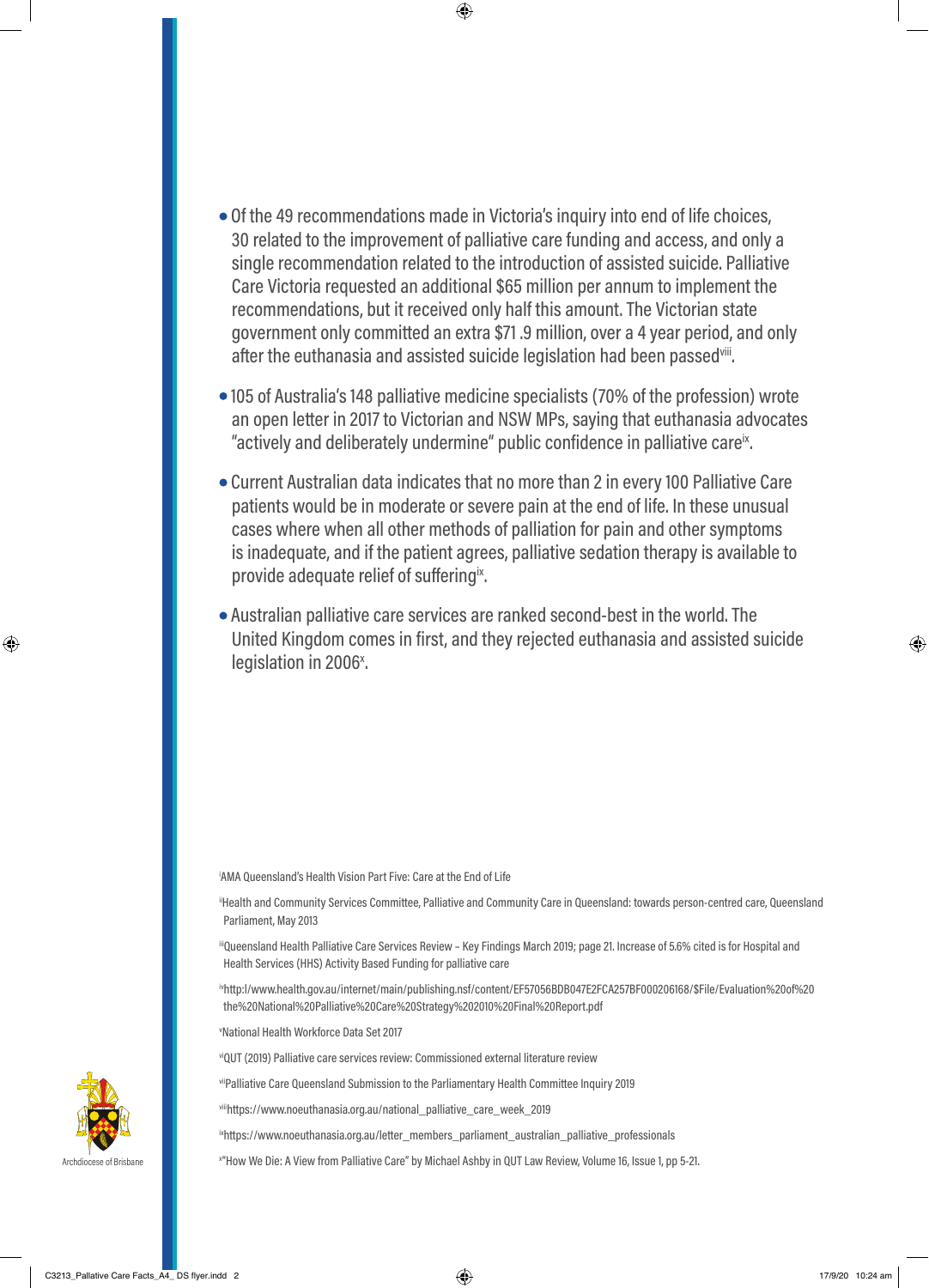- Of the 49 recommendations made in Victoria's inquiry into end of life choices, 30 related to the improvement of palliative care funding and access, and only a single recommendation related to the introduction of assisted suicide. Palliative Care Victoria requested an additional $65 million per annum to implement the recommendations, but it received only half this amount. The Victorian state government only committed an extra $71 .9 million, over a 4 year period, and only after the euthanasia and assisted suicide legislation had been passed[viii].

- 105 of Australia's 148 palliative medicine specialists (70% of the profession) wrote an open letter in 2017 to Victorian and NSW MPs, saying that euthanasia advocates "actively and deliberately undermine" public confidence in palliative care[ix].

- Current Australian data indicates that no more than 2 in every 100 Palliative Care patients would be in moderate or severe pain at the end of life. In these unusual cases where when all other methods of palliation for pain and other symptoms is inadequate, and if the patient agrees, palliative sedation therapy is available to provide adequate relief of suffering[ix].

- Australian palliative care services are ranked second-best in the world. The United Kingdom comes in first, and they rejected euthanasia and assisted suicide legislation in 2006[x].

[i] AMA Queensland's Health Vision Part Five: Care at the End of Life

[ii] Health and Community Services Committee, Palliative and Community Care in Queensland: towards person-centred care, Queensland Parliament, May 2013

[iii] Queensland Health Palliative Care Services Review – Key Findings March 2019; page 21. Increase of 5.6% cited is for Hospital and Health Services (HHS) Activity Based Funding for palliative care

[iv] http://www.health.gov.au/internet/main/publishing.nsf/content/EF57056BDB047E2FCA257BF000206168/$File/Evaluation%20of%20the%20National%20Palliative%20Care%20Strategy%202010%20Final%20Report.pdf

[v] National Health Workforce Data Set 2017

[vi] QUT (2019) Palliative care services review: Commissioned external literature review

[vii] Palliative Care Queensland Submission to the Parliamentary Health Committee Inquiry 2019

[viii] https://www.noeuthanasia.org.au/national_palliative_care_week_2019

[ix] https://www.noeuthanasia.org.au/letter_members_parliament_australian_palliative_professionals

[x] "How We Die: A View from Palliative Care" by Michael Ashby in QUT Law Review, Volume 16, Issue 1, pp 5-21.

Archdiocese of Brisbane